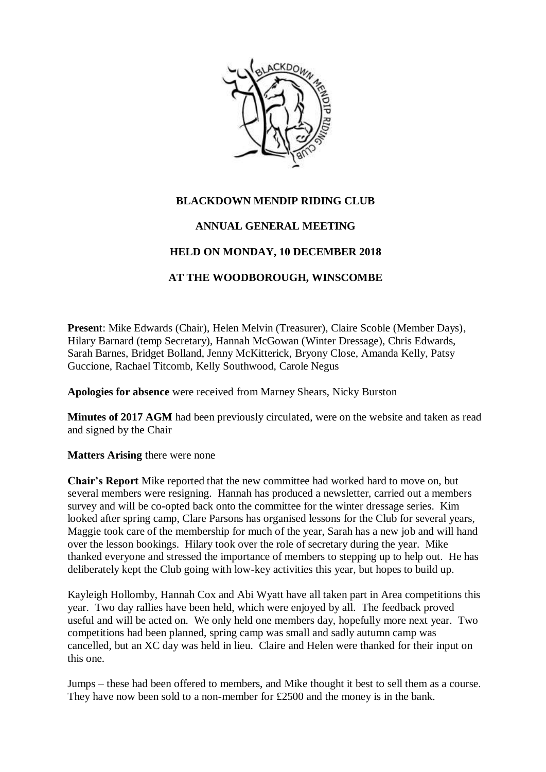# BLACKDOWN MENDIP RIDING CLUB

## ANNUAL GENERAL MEETING

## HELD ON MONDAY, 10 DECEMBER 2018

## AT THE WOODBOROUGH, WINSCOMBE

**Present**: Mike Edwards (Chair), Helen Melvin (Treasurer), Claire Scoble (Member Days), Hilary Barnard (temp Secretary), Hannah McGowan (Winter Dressage), Chris Edwards, Sarah Barnes, Bridget Bolland, Jenny McKitterick, Bryony Close, Amanda Kelly, Patsy Guccione, Rachael Titcomb, Kelly Southwood, Carole Negus

**Apologies for absence** were received from Marney Shears, Nicky Burston

**Minutes of 2017 AGM** had been previously circulated, were on the website and taken as read and signed by the Chair

**Matters Arising** there were none

**Chair's Report** Mike reported that the new committee had worked hard to move on, but several members were resigning. Hannah has produced a newsletter, carried out a members survey and will be co-opted back onto the committee for the winter dressage series. Kim looked after spring camp, Clare Parsons has organised lessons for the Club for several years, Maggie took care of the membership for much of the year, Sarah has a new job and will hand over the lesson bookings. Hilary took over the role of secretary during the year. Mike thanked everyone and stressed the importance of members to stepping up to help out. He has deliberately kept the Club going with low-key activities this year, but hopes to build up.

Kayleigh Hollomby, Hannah Cox and Abi Wyatt have all taken part in Area competitions this year. Two day rallies have been held, which were enjoyed by all. The feedback proved useful and will be acted on. We only held one members day, hopefully more next year. Two competitions had been planned, spring camp was small and sadly autumn camp was cancelled, but an XC day was held in lieu. Claire and Helen were thanked for their input on this one.

Jumps – these had been offered to members, and Mike thought it best to sell them as a course. They have now been sold to a non-member for £2500 and the money is in the bank.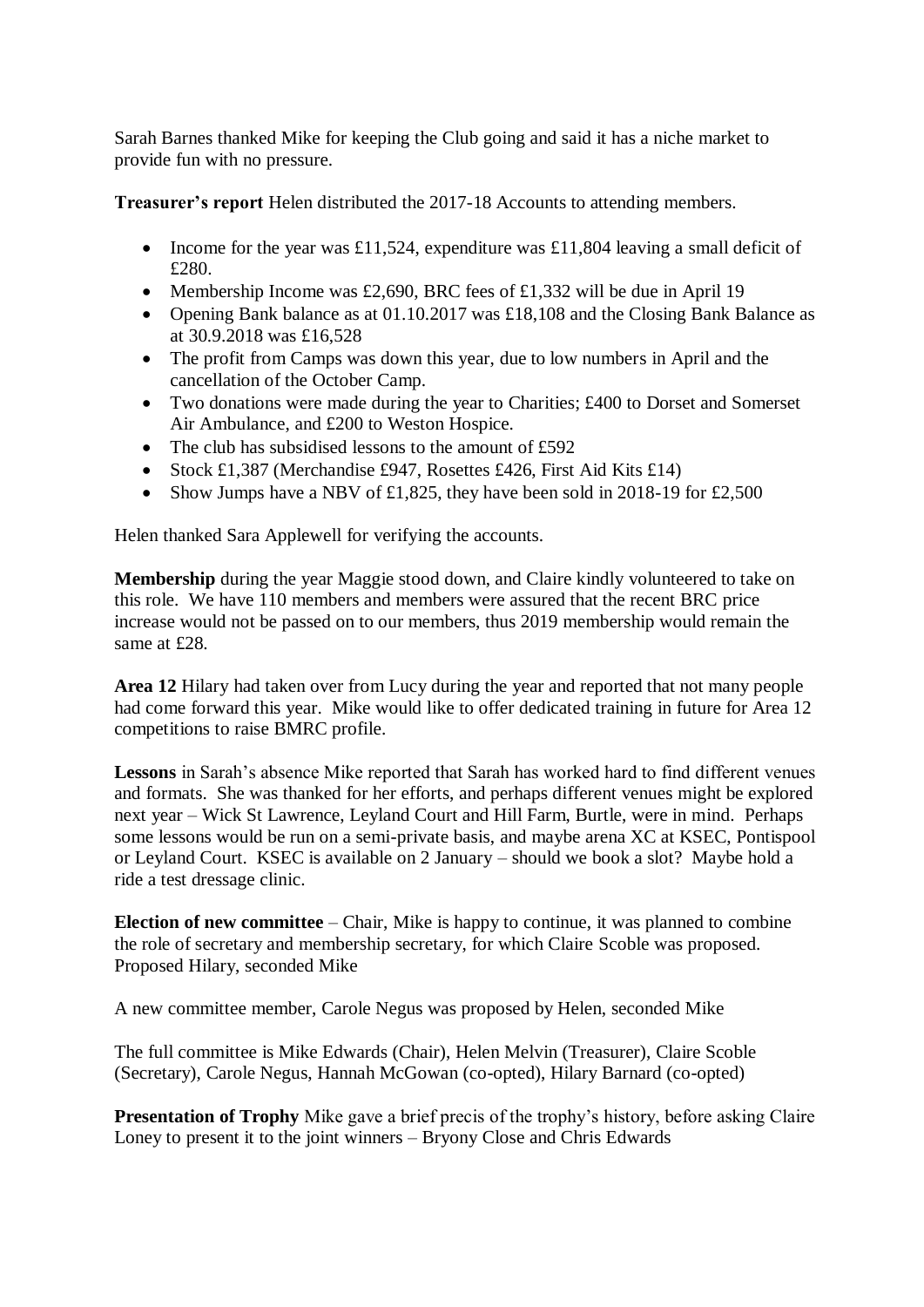Sarah Barnes thanked Mike for keeping the Club going and said it has a niche market to provide fun with no pressure.

**Treasurer's report** Helen distributed the 2017-18 Accounts to attending members.

- Income for the year was £11,524, expenditure was £11,804 leaving a small deficit of £280.
- Membership Income was £2,690, BRC fees of £1,332 will be due in April 19
- Opening Bank balance as at 01.10.2017 was £18,108 and the Closing Bank Balance as at 30.9.2018 was £16,528
- The profit from Camps was down this year, due to low numbers in April and the cancellation of the October Camp.
- Two donations were made during the year to Charities; £400 to Dorset and Somerset Air Ambulance, and £200 to Weston Hospice.
- The club has subsidised lessons to the amount of £592
- Stock £1,387 (Merchandise £947, Rosettes £426, First Aid Kits £14)
- Show Jumps have a NBV of £1,825, they have been sold in 2018-19 for £2,500

Helen thanked Sara Applewell for verifying the accounts.

**Membership** during the year Maggie stood down, and Claire kindly volunteered to take on this role. We have 110 members and members were assured that the recent BRC price increase would not be passed on to our members, thus 2019 membership would remain the same at £28.

**Area 12** Hilary had taken over from Lucy during the year and reported that not many people had come forward this year. Mike would like to offer dedicated training in future for Area 12 competitions to raise BMRC profile.

**Lessons** in Sarah's absence Mike reported that Sarah has worked hard to find different venues and formats. She was thanked for her efforts, and perhaps different venues might be explored next year – Wick St Lawrence, Leyland Court and Hill Farm, Burtle, were in mind. Perhaps some lessons would be run on a semi-private basis, and maybe arena XC at KSEC, Pontispool or Leyland Court. KSEC is available on 2 January – should we book a slot? Maybe hold a ride a test dressage clinic.

**Election of new committee** – Chair, Mike is happy to continue, it was planned to combine the role of secretary and membership secretary, for which Claire Scoble was proposed. Proposed Hilary, seconded Mike

A new committee member, Carole Negus was proposed by Helen, seconded Mike

The full committee is Mike Edwards (Chair), Helen Melvin (Treasurer), Claire Scoble (Secretary), Carole Negus, Hannah McGowan (co-opted), Hilary Barnard (co-opted)

**Presentation of Trophy** Mike gave a brief precis of the trophy's history, before asking Claire Loney to present it to the joint winners – Bryony Close and Chris Edwards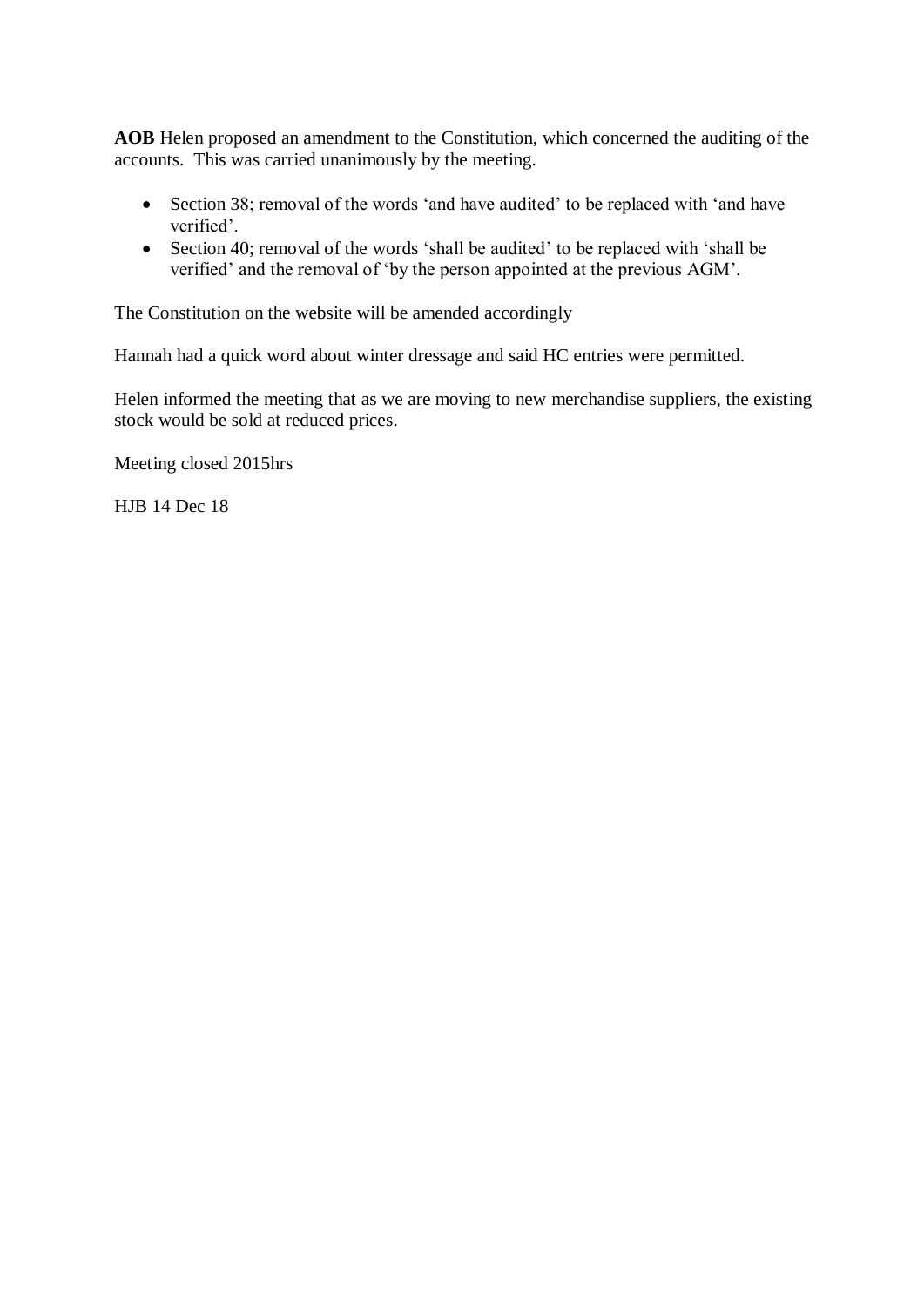**AOB** Helen proposed an amendment to the Constitution, which concerned the auditing of the accounts. This was carried unanimously by the meeting.

- Section 38; removal of the words 'and have audited' to be replaced with 'and have verified'.
- Section 40; removal of the words 'shall be audited' to be replaced with 'shall be verified' and the removal of 'by the person appointed at the previous AGM'.

The Constitution on the website will be amended accordingly

Hannah had a quick word about winter dressage and said HC entries were permitted.

Helen informed the meeting that as we are moving to new merchandise suppliers, the existing stock would be sold at reduced prices.

Meeting closed 2015hrs

HJB 14 Dec 18